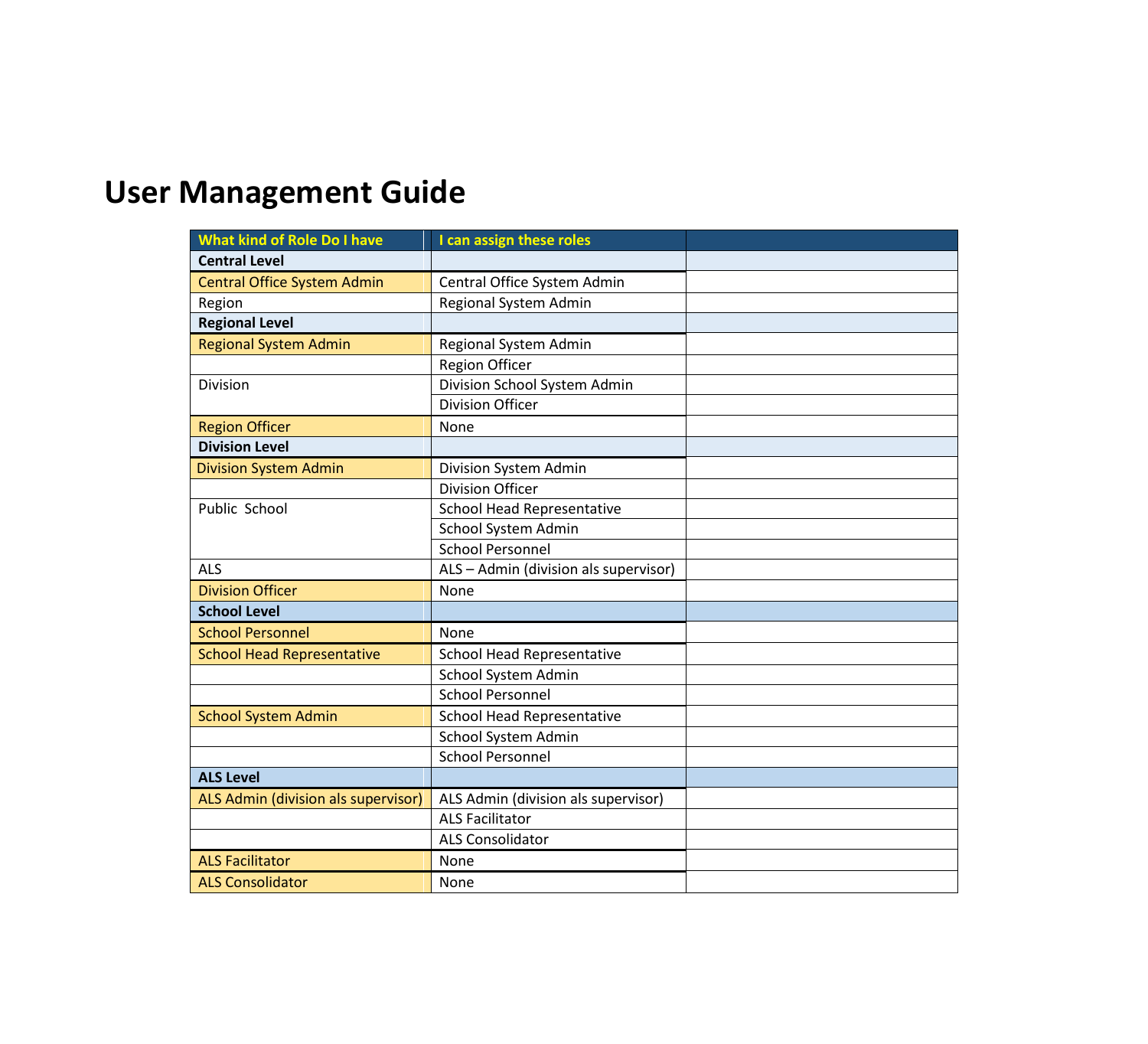# User Management Guide

| What kind of Role Do I have | I can assign these roles | |
|---|---|---|
| **Central Level** | | |
| Central Office System Admin | Central Office System Admin | |
| Region | Regional System Admin | |
| **Regional Level** | | |
| Regional System Admin | Regional System Admin | |
| | Region Officer | |
| Division | Division School System Admin | |
| | Division Officer | |
| Region Officer | None | |
| **Division Level** | | |
| Division System Admin | Division System Admin | |
| | Division Officer | |
| Public School | School Head Representative | |
| | School System Admin | |
| | School Personnel | |
| ALS | ALS – Admin (division als supervisor) | |
| Division Officer | None | |
| **School Level** | | |
| School Personnel | None | |
| School Head Representative | School Head Representative | |
| | School System Admin | |
| | School Personnel | |
| School System Admin | School Head Representative | |
| | School System Admin | |
| | School Personnel | |
| **ALS Level** | | |
| ALS Admin (division als supervisor) | ALS Admin (division als supervisor) | |
| | ALS Facilitator | |
| | ALS Consolidator | |
| ALS Facilitator | None | |
| ALS Consolidator | None | |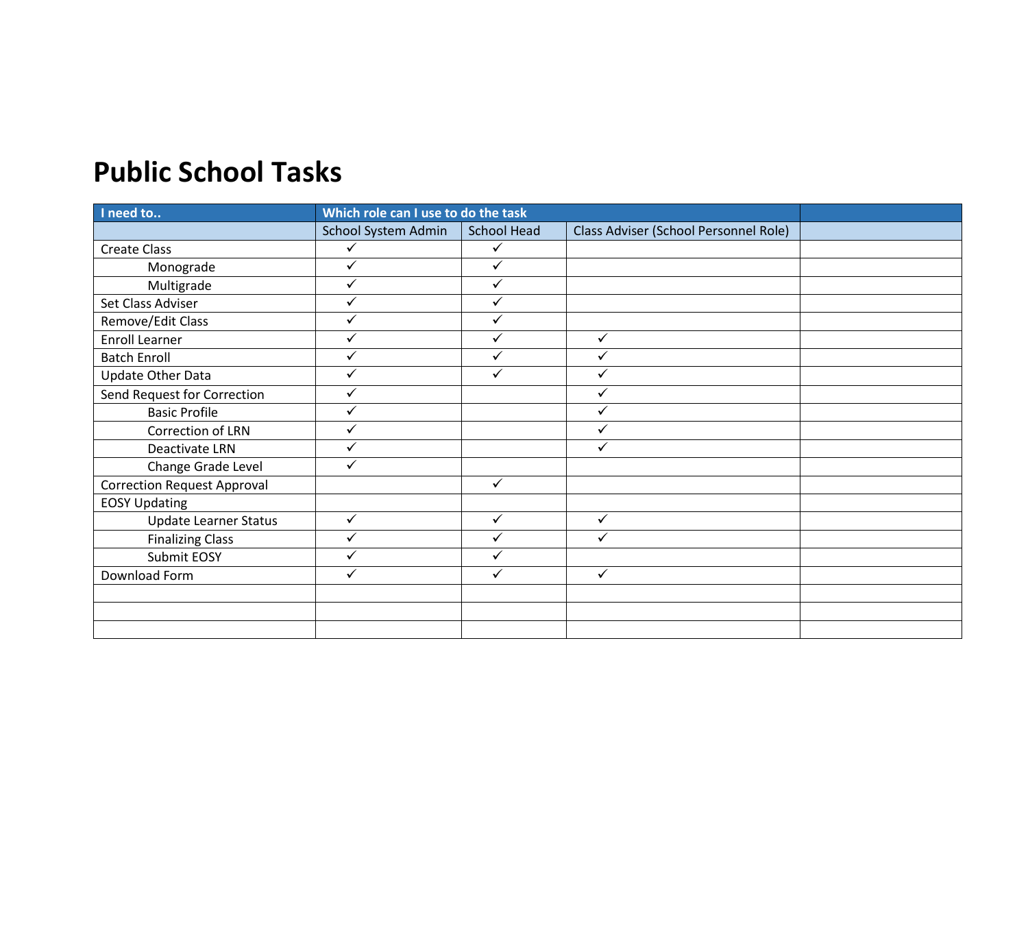# Public School Tasks

| I need to.. | Which role can I use to do the task | | | |
|---|---|---|---|---|
| | School System Admin | School Head | Class Adviser (School Personnel Role) | |
| Create Class | ✓ | ✓ | | |
| Monograde | ✓ | ✓ | | |
| Multigrade | ✓ | ✓ | | |
| Set Class Adviser | ✓ | ✓ | | |
| Remove/Edit Class | ✓ | ✓ | | |
| Enroll Learner | ✓ | ✓ | ✓ | |
| Batch Enroll | ✓ | ✓ | ✓ | |
| Update Other Data | ✓ | ✓ | ✓ | |
| Send Request for Correction | ✓ | | ✓ | |
| Basic Profile | ✓ | | ✓ | |
| Correction of LRN | ✓ | | ✓ | |
| Deactivate LRN | ✓ | | ✓ | |
| Change Grade Level | ✓ | | | |
| Correction Request Approval | | ✓ | | |
| EOSY Updating | | | | |
| Update Learner Status | ✓ | ✓ | ✓ | |
| Finalizing Class | ✓ | ✓ | ✓ | |
| Submit EOSY | ✓ | ✓ | | |
| Download Form | ✓ | ✓ | ✓ | |
| | | | | |
| | | | | |
| | | | | |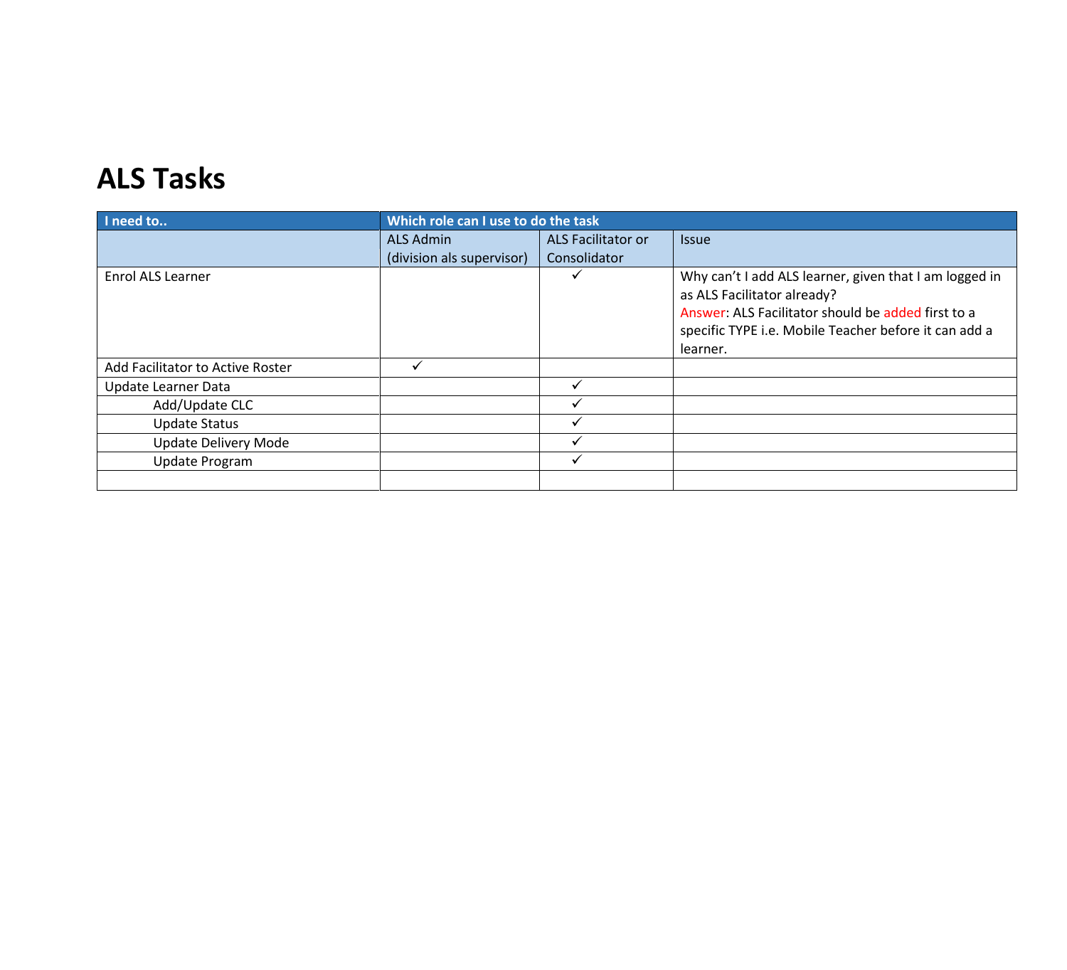# ALS Tasks

| I need to.. | Which role can I use to do the task | | |
|---|---|---|---|
| | ALS Admin (division als supervisor) | ALS Facilitator or Consolidator | Issue |
| Enrol ALS Learner | | ✓ | Why can't I add ALS learner, given that I am logged in as ALS Facilitator already? Answer: ALS Facilitator should be added first to a specific TYPE i.e. Mobile Teacher before it can add a learner. |
| Add Facilitator to Active Roster | ✓ | | |
| Update Learner Data | | ✓ | |
| Add/Update CLC | | ✓ | |
| Update Status | | ✓ | |
| Update Delivery Mode | | ✓ | |
| Update Program | | ✓ | |
| | | | |